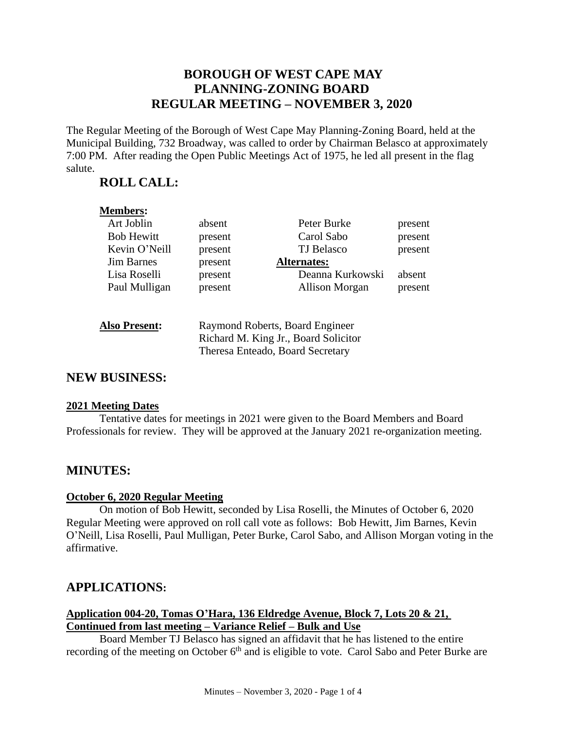# BOROUGH OF WEST CAPE MAY
# PLANNING-ZONING BOARD
# REGULAR MEETING – NOVEMBER 3, 2020

The Regular Meeting of the Borough of West Cape May Planning-Zoning Board, held at the Municipal Building, 732 Broadway, was called to order by Chairman Belasco at approximately 7:00 PM. After reading the Open Public Meetings Act of 1975, he led all present in the flag salute.

## ROLL CALL:

**Members:**

| | | | |
|---|---|---|---|
| Art Joblin | absent | Peter Burke | present |
| Bob Hewitt | present | Carol Sabo | present |
| Kevin O'Neill | present | TJ Belasco | present |
| Jim Barnes | present | **Alternates:** | |
| Lisa Roselli | present | Deanna Kurkowski | absent |
| Paul Mulligan | present | Allison Morgan | present |

**Also Present:** Raymond Roberts, Board Engineer
Richard M. King Jr., Board Solicitor
Theresa Enteado, Board Secretary

## NEW BUSINESS:

**2021 Meeting Dates**

Tentative dates for meetings in 2021 were given to the Board Members and Board Professionals for review. They will be approved at the January 2021 re-organization meeting.

## MINUTES:

**October 6, 2020 Regular Meeting**

On motion of Bob Hewitt, seconded by Lisa Roselli, the Minutes of October 6, 2020 Regular Meeting were approved on roll call vote as follows: Bob Hewitt, Jim Barnes, Kevin O'Neill, Lisa Roselli, Paul Mulligan, Peter Burke, Carol Sabo, and Allison Morgan voting in the affirmative.

## APPLICATIONS:

**Application 004-20, Tomas O'Hara, 136 Eldredge Avenue, Block 7, Lots 20 & 21, Continued from last meeting – Variance Relief – Bulk and Use**

Board Member TJ Belasco has signed an affidavit that he has listened to the entire recording of the meeting on October 6th and is eligible to vote. Carol Sabo and Peter Burke are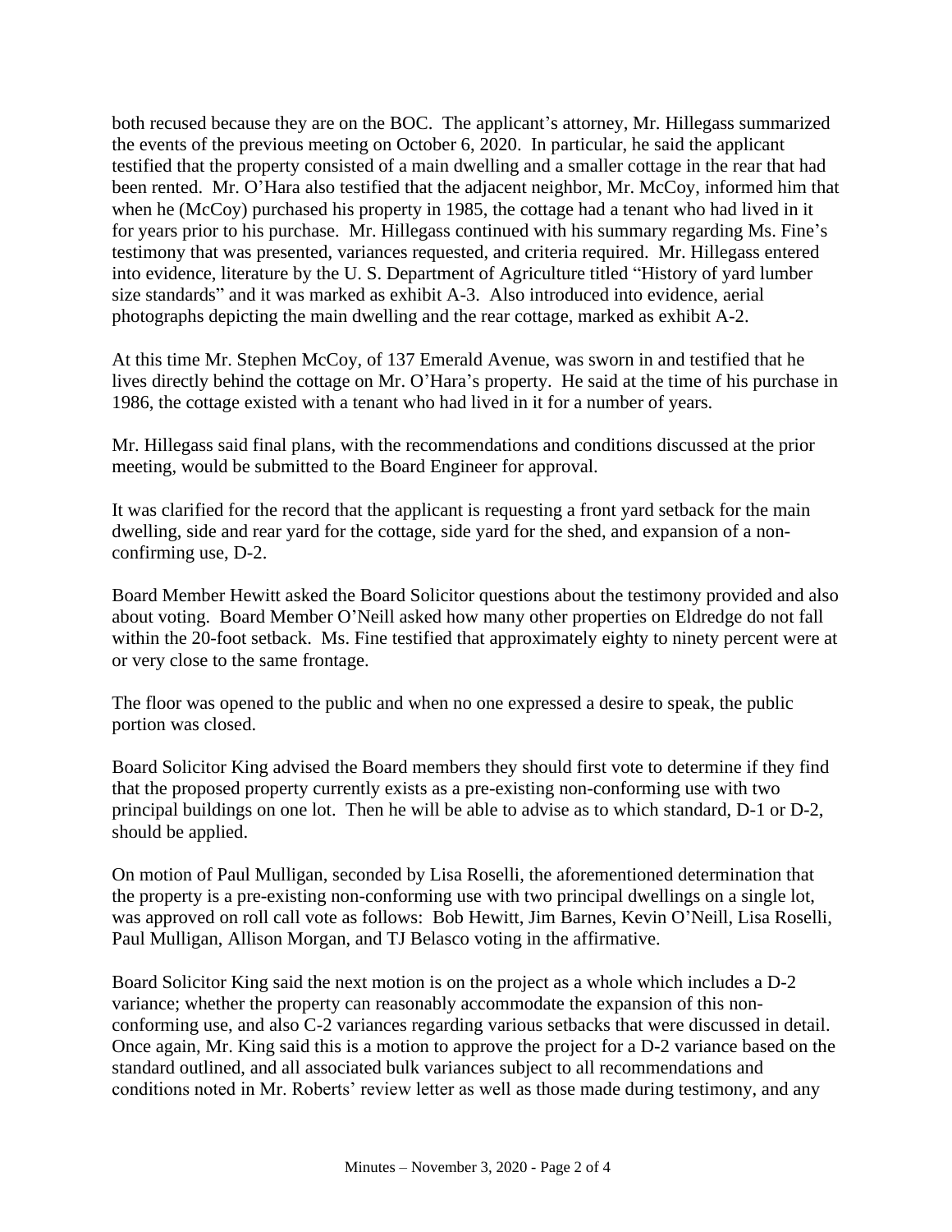both recused because they are on the BOC. The applicant's attorney, Mr. Hillegass summarized the events of the previous meeting on October 6, 2020. In particular, he said the applicant testified that the property consisted of a main dwelling and a smaller cottage in the rear that had been rented. Mr. O'Hara also testified that the adjacent neighbor, Mr. McCoy, informed him that when he (McCoy) purchased his property in 1985, the cottage had a tenant who had lived in it for years prior to his purchase. Mr. Hillegass continued with his summary regarding Ms. Fine's testimony that was presented, variances requested, and criteria required. Mr. Hillegass entered into evidence, literature by the U. S. Department of Agriculture titled "History of yard lumber size standards" and it was marked as exhibit A-3. Also introduced into evidence, aerial photographs depicting the main dwelling and the rear cottage, marked as exhibit A-2.

At this time Mr. Stephen McCoy, of 137 Emerald Avenue, was sworn in and testified that he lives directly behind the cottage on Mr. O'Hara's property. He said at the time of his purchase in 1986, the cottage existed with a tenant who had lived in it for a number of years.

Mr. Hillegass said final plans, with the recommendations and conditions discussed at the prior meeting, would be submitted to the Board Engineer for approval.

It was clarified for the record that the applicant is requesting a front yard setback for the main dwelling, side and rear yard for the cottage, side yard for the shed, and expansion of a non-confirming use, D-2.

Board Member Hewitt asked the Board Solicitor questions about the testimony provided and also about voting. Board Member O'Neill asked how many other properties on Eldredge do not fall within the 20-foot setback. Ms. Fine testified that approximately eighty to ninety percent were at or very close to the same frontage.

The floor was opened to the public and when no one expressed a desire to speak, the public portion was closed.

Board Solicitor King advised the Board members they should first vote to determine if they find that the proposed property currently exists as a pre-existing non-conforming use with two principal buildings on one lot. Then he will be able to advise as to which standard, D-1 or D-2, should be applied.

On motion of Paul Mulligan, seconded by Lisa Roselli, the aforementioned determination that the property is a pre-existing non-conforming use with two principal dwellings on a single lot, was approved on roll call vote as follows: Bob Hewitt, Jim Barnes, Kevin O'Neill, Lisa Roselli, Paul Mulligan, Allison Morgan, and TJ Belasco voting in the affirmative.

Board Solicitor King said the next motion is on the project as a whole which includes a D-2 variance; whether the property can reasonably accommodate the expansion of this non-conforming use, and also C-2 variances regarding various setbacks that were discussed in detail. Once again, Mr. King said this is a motion to approve the project for a D-2 variance based on the standard outlined, and all associated bulk variances subject to all recommendations and conditions noted in Mr. Roberts' review letter as well as those made during testimony, and any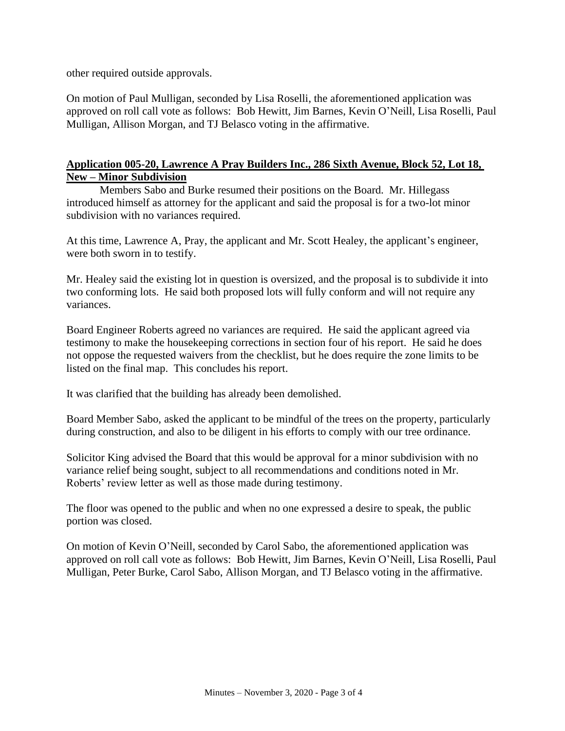other required outside approvals.

On motion of Paul Mulligan, seconded by Lisa Roselli, the aforementioned application was approved on roll call vote as follows: Bob Hewitt, Jim Barnes, Kevin O'Neill, Lisa Roselli, Paul Mulligan, Allison Morgan, and TJ Belasco voting in the affirmative.

**Application 005-20, Lawrence A Pray Builders Inc., 286 Sixth Avenue, Block 52, Lot 18, New – Minor Subdivision**

Members Sabo and Burke resumed their positions on the Board. Mr. Hillegass introduced himself as attorney for the applicant and said the proposal is for a two-lot minor subdivision with no variances required.

At this time, Lawrence A, Pray, the applicant and Mr. Scott Healey, the applicant's engineer, were both sworn in to testify.

Mr. Healey said the existing lot in question is oversized, and the proposal is to subdivide it into two conforming lots. He said both proposed lots will fully conform and will not require any variances.

Board Engineer Roberts agreed no variances are required. He said the applicant agreed via testimony to make the housekeeping corrections in section four of his report. He said he does not oppose the requested waivers from the checklist, but he does require the zone limits to be listed on the final map. This concludes his report.

It was clarified that the building has already been demolished.

Board Member Sabo, asked the applicant to be mindful of the trees on the property, particularly during construction, and also to be diligent in his efforts to comply with our tree ordinance.

Solicitor King advised the Board that this would be approval for a minor subdivision with no variance relief being sought, subject to all recommendations and conditions noted in Mr. Roberts' review letter as well as those made during testimony.

The floor was opened to the public and when no one expressed a desire to speak, the public portion was closed.

On motion of Kevin O'Neill, seconded by Carol Sabo, the aforementioned application was approved on roll call vote as follows: Bob Hewitt, Jim Barnes, Kevin O'Neill, Lisa Roselli, Paul Mulligan, Peter Burke, Carol Sabo, Allison Morgan, and TJ Belasco voting in the affirmative.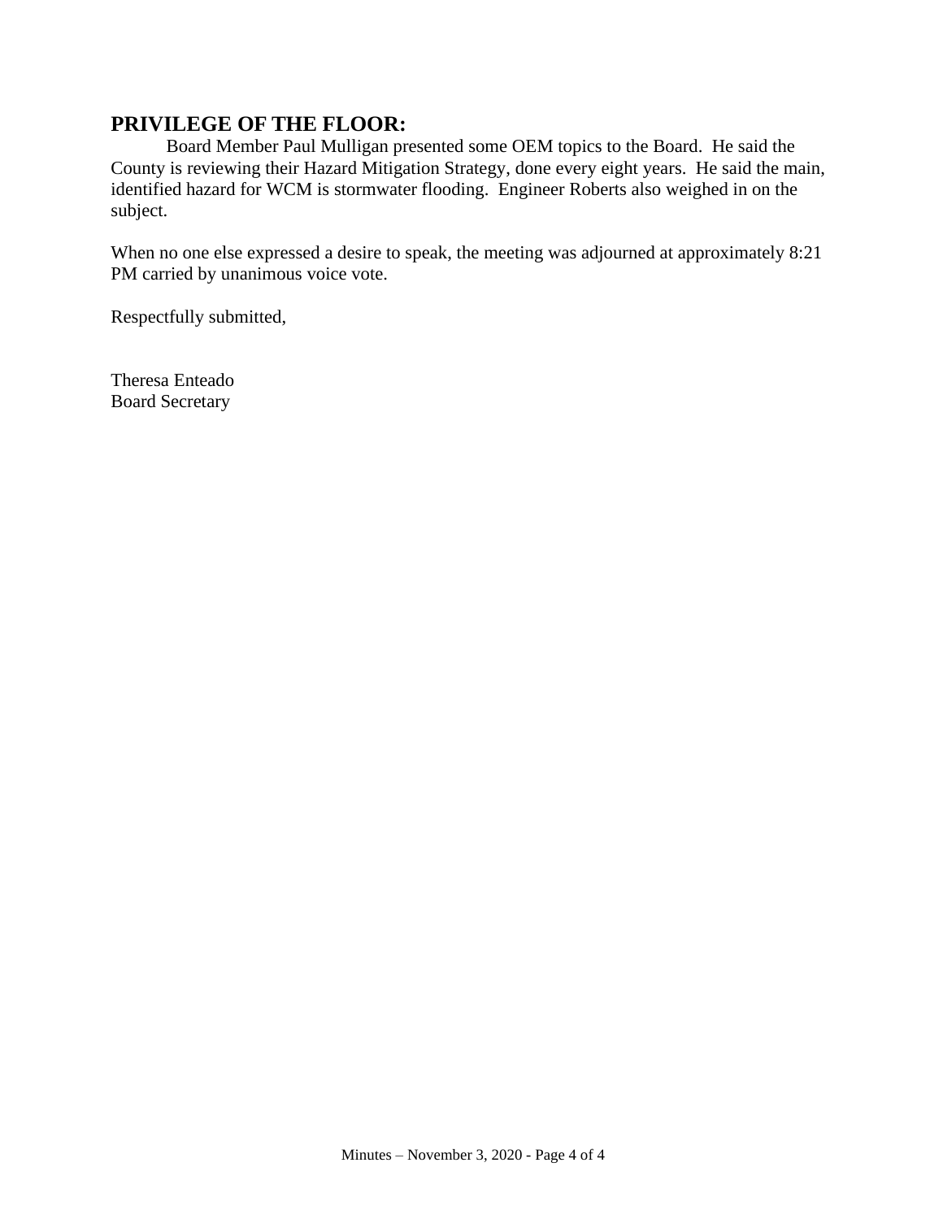## PRIVILEGE OF THE FLOOR:

Board Member Paul Mulligan presented some OEM topics to the Board. He said the County is reviewing their Hazard Mitigation Strategy, done every eight years. He said the main, identified hazard for WCM is stormwater flooding. Engineer Roberts also weighed in on the subject.

When no one else expressed a desire to speak, the meeting was adjourned at approximately 8:21 PM carried by unanimous voice vote.

Respectfully submitted,

Theresa Enteado  
Board Secretary